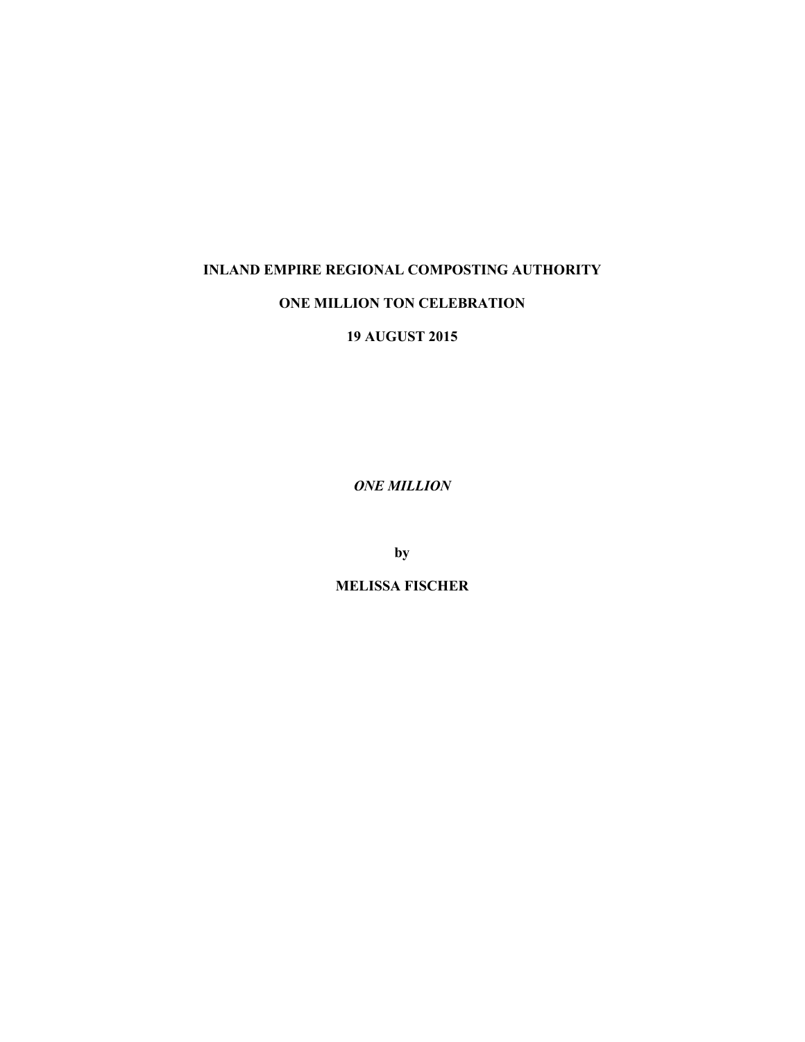**INLAND EMPIRE REGIONAL COMPOSTING AUTHORITY**

**ONE MILLION TON CELEBRATION**

**19 AUGUST 2015**

***ONE MILLION***

**by**

**MELISSA FISCHER**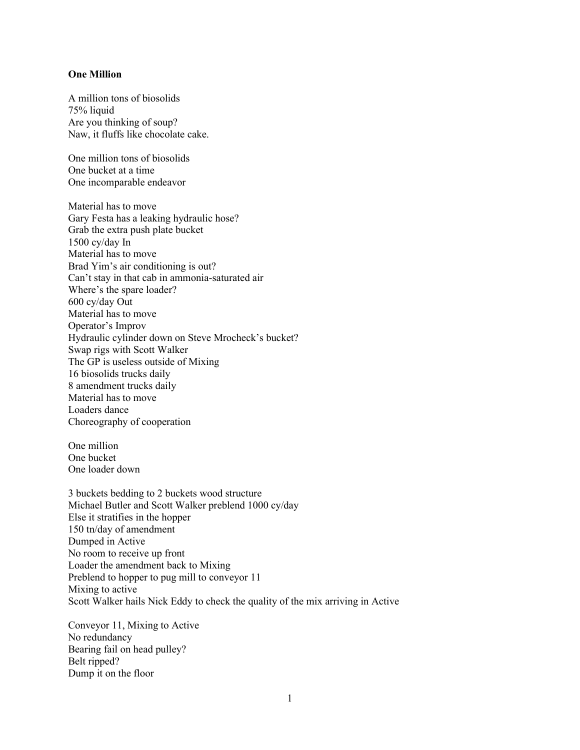**One Million**

A million tons of biosolids  
75% liquid  
Are you thinking of soup?  
Naw, it fluffs like chocolate cake.

One million tons of biosolids  
One bucket at a time  
One incomparable endeavor

Material has to move  
Gary Festa has a leaking hydraulic hose?  
Grab the extra push plate bucket  
1500 cy/day In  
Material has to move  
Brad Yim's air conditioning is out?  
Can't stay in that cab in ammonia-saturated air  
Where's the spare loader?  
600 cy/day Out  
Material has to move  
Operator's Improv  
Hydraulic cylinder down on Steve Mrocheck's bucket?  
Swap rigs with Scott Walker  
The GP is useless outside of Mixing  
16 biosolids trucks daily  
8 amendment trucks daily  
Material has to move  
Loaders dance  
Choreography of cooperation

One million  
One bucket  
One loader down

3 buckets bedding to 2 buckets wood structure  
Michael Butler and Scott Walker preblend 1000 cy/day  
Else it stratifies in the hopper  
150 tn/day of amendment  
Dumped in Active  
No room to receive up front  
Loader the amendment back to Mixing  
Preblend to hopper to pug mill to conveyor 11  
Mixing to active  
Scott Walker hails Nick Eddy to check the quality of the mix arriving in Active

Conveyor 11, Mixing to Active  
No redundancy  
Bearing fail on head pulley?  
Belt ripped?  
Dump it on the floor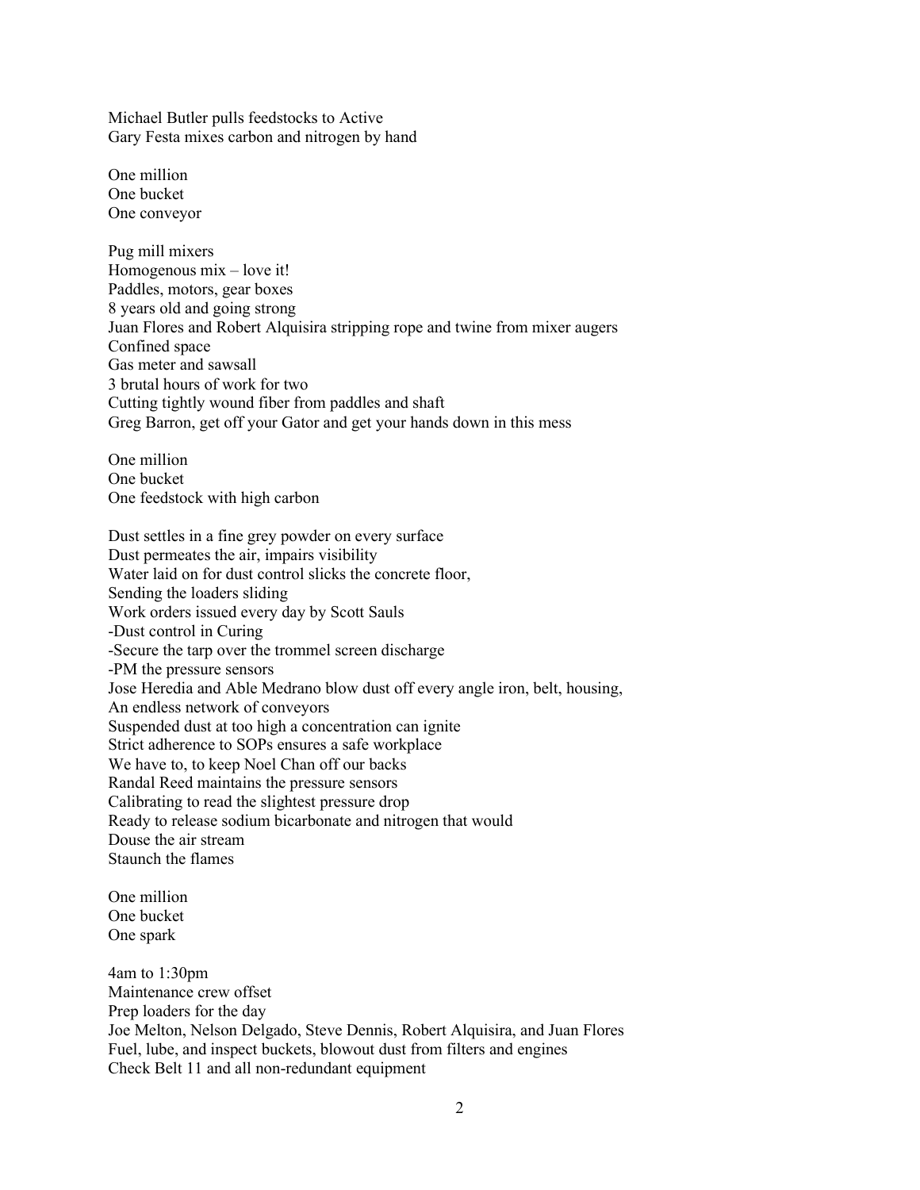Michael Butler pulls feedstocks to Active
Gary Festa mixes carbon and nitrogen by hand

One million
One bucket
One conveyor

Pug mill mixers
Homogenous mix – love it!
Paddles, motors, gear boxes
8 years old and going strong
Juan Flores and Robert Alquisira stripping rope and twine from mixer augers
Confined space
Gas meter and sawsall
3 brutal hours of work for two
Cutting tightly wound fiber from paddles and shaft
Greg Barron, get off your Gator and get your hands down in this mess

One million
One bucket
One feedstock with high carbon

Dust settles in a fine grey powder on every surface
Dust permeates the air, impairs visibility
Water laid on for dust control slicks the concrete floor,
Sending the loaders sliding
Work orders issued every day by Scott Sauls
-Dust control in Curing
-Secure the tarp over the trommel screen discharge
-PM the pressure sensors
Jose Heredia and Able Medrano blow dust off every angle iron, belt, housing,
An endless network of conveyors
Suspended dust at too high a concentration can ignite
Strict adherence to SOPs ensures a safe workplace
We have to, to keep Noel Chan off our backs
Randal Reed maintains the pressure sensors
Calibrating to read the slightest pressure drop
Ready to release sodium bicarbonate and nitrogen that would
Douse the air stream
Staunch the flames

One million
One bucket
One spark

4am to 1:30pm
Maintenance crew offset
Prep loaders for the day
Joe Melton, Nelson Delgado, Steve Dennis, Robert Alquisira, and Juan Flores
Fuel, lube, and inspect buckets, blowout dust from filters and engines
Check Belt 11 and all non-redundant equipment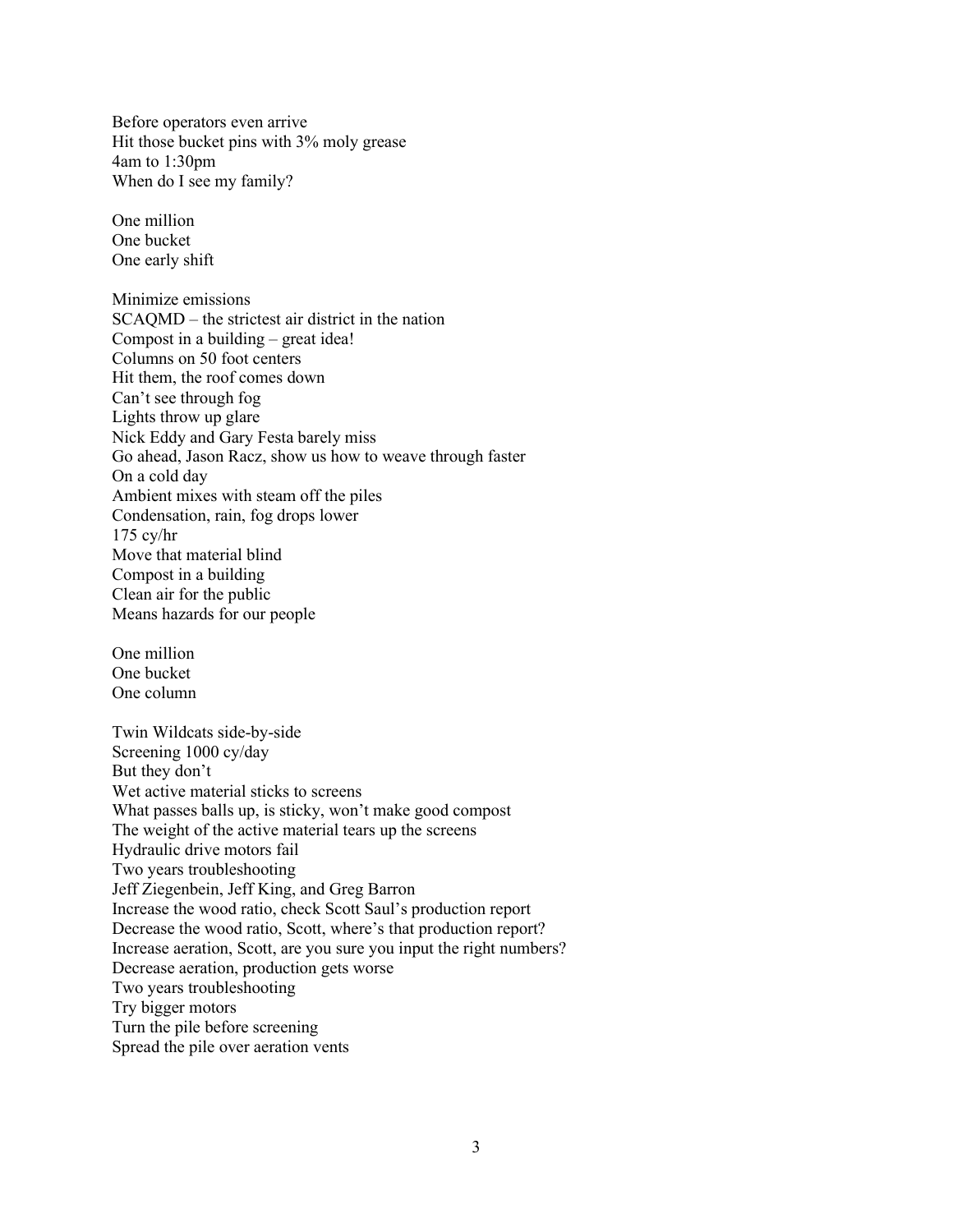Before operators even arrive
Hit those bucket pins with 3% moly grease
4am to 1:30pm
When do I see my family?

One million
One bucket
One early shift

Minimize emissions
SCAQMD – the strictest air district in the nation
Compost in a building – great idea!
Columns on 50 foot centers
Hit them, the roof comes down
Can't see through fog
Lights throw up glare
Nick Eddy and Gary Festa barely miss
Go ahead, Jason Racz, show us how to weave through faster
On a cold day
Ambient mixes with steam off the piles
Condensation, rain, fog drops lower
175 cy/hr
Move that material blind
Compost in a building
Clean air for the public
Means hazards for our people

One million
One bucket
One column

Twin Wildcats side-by-side
Screening 1000 cy/day
But they don't
Wet active material sticks to screens
What passes balls up, is sticky, won't make good compost
The weight of the active material tears up the screens
Hydraulic drive motors fail
Two years troubleshooting
Jeff Ziegenbein, Jeff King, and Greg Barron
Increase the wood ratio, check Scott Saul's production report
Decrease the wood ratio, Scott, where's that production report?
Increase aeration, Scott, are you sure you input the right numbers?
Decrease aeration, production gets worse
Two years troubleshooting
Try bigger motors
Turn the pile before screening
Spread the pile over aeration vents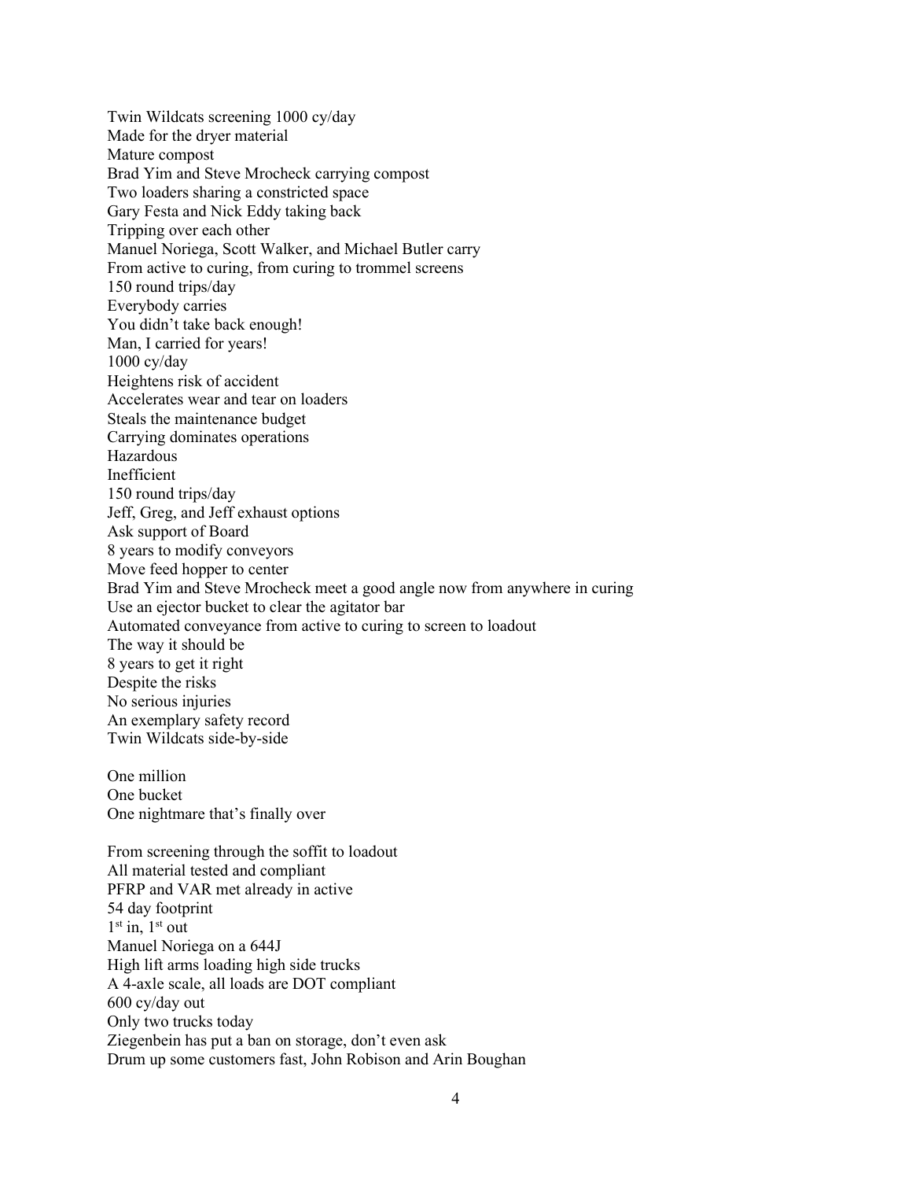Twin Wildcats screening 1000 cy/day
Made for the dryer material
Mature compost
Brad Yim and Steve Mrocheck carrying compost
Two loaders sharing a constricted space
Gary Festa and Nick Eddy taking back
Tripping over each other
Manuel Noriega, Scott Walker, and Michael Butler carry
From active to curing, from curing to trommel screens
150 round trips/day
Everybody carries
You didn't take back enough!
Man, I carried for years!
1000 cy/day
Heightens risk of accident
Accelerates wear and tear on loaders
Steals the maintenance budget
Carrying dominates operations
Hazardous
Inefficient
150 round trips/day
Jeff, Greg, and Jeff exhaust options
Ask support of Board
8 years to modify conveyors
Move feed hopper to center
Brad Yim and Steve Mrocheck meet a good angle now from anywhere in curing
Use an ejector bucket to clear the agitator bar
Automated conveyance from active to curing to screen to loadout
The way it should be
8 years to get it right
Despite the risks
No serious injuries
An exemplary safety record
Twin Wildcats side-by-side

One million
One bucket
One nightmare that's finally over

From screening through the soffit to loadout
All material tested and compliant
PFRP and VAR met already in active
54 day footprint
1st in, 1st out
Manuel Noriega on a 644J
High lift arms loading high side trucks
A 4-axle scale, all loads are DOT compliant
600 cy/day out
Only two trucks today
Ziegenbein has put a ban on storage, don't even ask
Drum up some customers fast, John Robison and Arin Boughan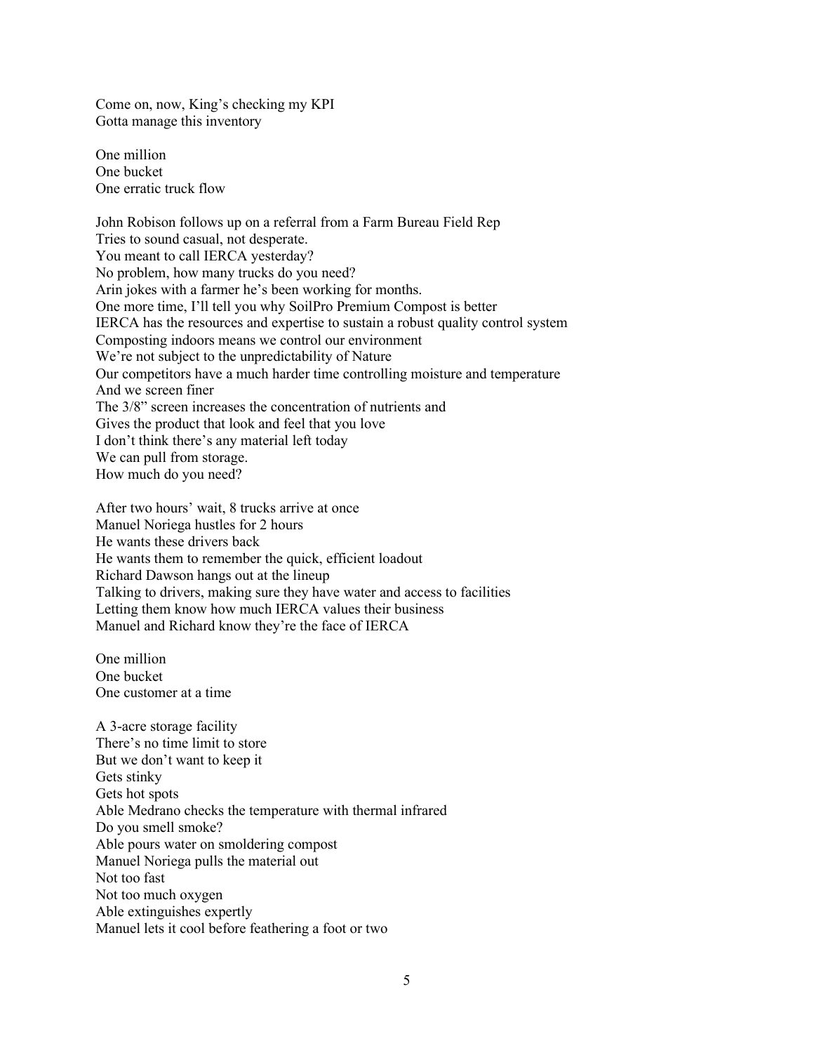Come on, now, King's checking my KPI  
Gotta manage this inventory

One million  
One bucket  
One erratic truck flow

John Robison follows up on a referral from a Farm Bureau Field Rep  
Tries to sound casual, not desperate.  
You meant to call IERCA yesterday?  
No problem, how many trucks do you need?  
Arin jokes with a farmer he's been working for months.  
One more time, I'll tell you why SoilPro Premium Compost is better  
IERCA has the resources and expertise to sustain a robust quality control system  
Composting indoors means we control our environment  
We're not subject to the unpredictability of Nature  
Our competitors have a much harder time controlling moisture and temperature  
And we screen finer  
The 3/8" screen increases the concentration of nutrients and  
Gives the product that look and feel that you love  
I don't think there's any material left today  
We can pull from storage.  
How much do you need?

After two hours' wait, 8 trucks arrive at once  
Manuel Noriega hustles for 2 hours  
He wants these drivers back  
He wants them to remember the quick, efficient loadout  
Richard Dawson hangs out at the lineup  
Talking to drivers, making sure they have water and access to facilities  
Letting them know how much IERCA values their business  
Manuel and Richard know they're the face of IERCA

One million  
One bucket  
One customer at a time

A 3-acre storage facility  
There's no time limit to store  
But we don't want to keep it  
Gets stinky  
Gets hot spots  
Able Medrano checks the temperature with thermal infrared  
Do you smell smoke?  
Able pours water on smoldering compost  
Manuel Noriega pulls the material out  
Not too fast  
Not too much oxygen  
Able extinguishes expertly  
Manuel lets it cool before feathering a foot or two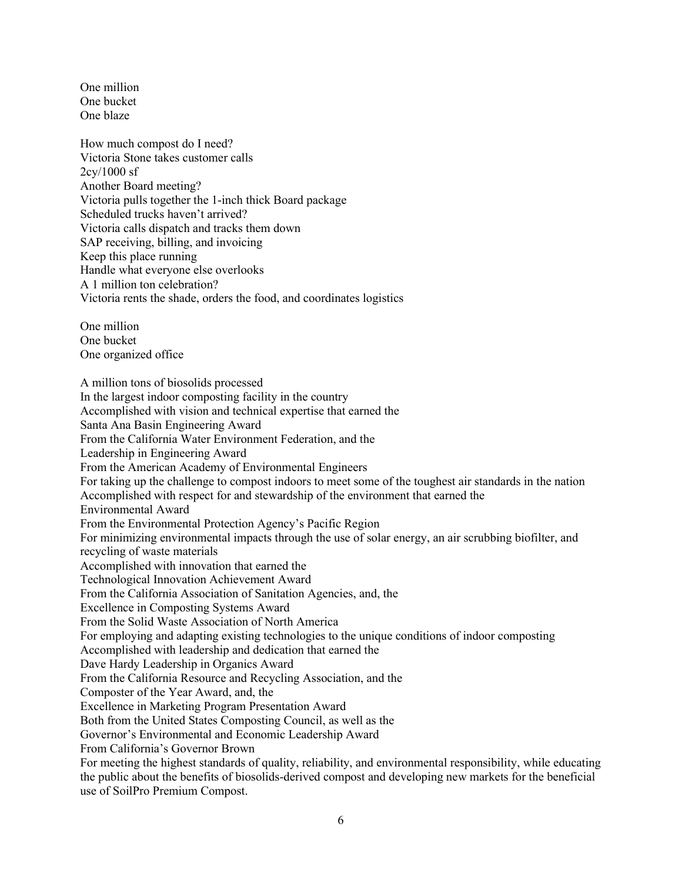One million
One bucket
One blaze

How much compost do I need?
Victoria Stone takes customer calls
2cy/1000 sf
Another Board meeting?
Victoria pulls together the 1-inch thick Board package
Scheduled trucks haven't arrived?
Victoria calls dispatch and tracks them down
SAP receiving, billing, and invoicing
Keep this place running
Handle what everyone else overlooks
A 1 million ton celebration?
Victoria rents the shade, orders the food, and coordinates logistics

One million
One bucket
One organized office

A million tons of biosolids processed
In the largest indoor composting facility in the country
Accomplished with vision and technical expertise that earned the
Santa Ana Basin Engineering Award
From the California Water Environment Federation, and the
Leadership in Engineering Award
From the American Academy of Environmental Engineers
For taking up the challenge to compost indoors to meet some of the toughest air standards in the nation
Accomplished with respect for and stewardship of the environment that earned the
Environmental Award
From the Environmental Protection Agency's Pacific Region
For minimizing environmental impacts through the use of solar energy, an air scrubbing biofilter, and recycling of waste materials
Accomplished with innovation that earned the
Technological Innovation Achievement Award
From the California Association of Sanitation Agencies, and, the
Excellence in Composting Systems Award
From the Solid Waste Association of North America
For employing and adapting existing technologies to the unique conditions of indoor composting
Accomplished with leadership and dedication that earned the
Dave Hardy Leadership in Organics Award
From the California Resource and Recycling Association, and the
Composter of the Year Award, and, the
Excellence in Marketing Program Presentation Award
Both from the United States Composting Council, as well as the
Governor's Environmental and Economic Leadership Award
From California's Governor Brown
For meeting the highest standards of quality, reliability, and environmental responsibility, while educating the public about the benefits of biosolids-derived compost and developing new markets for the beneficial use of SoilPro Premium Compost.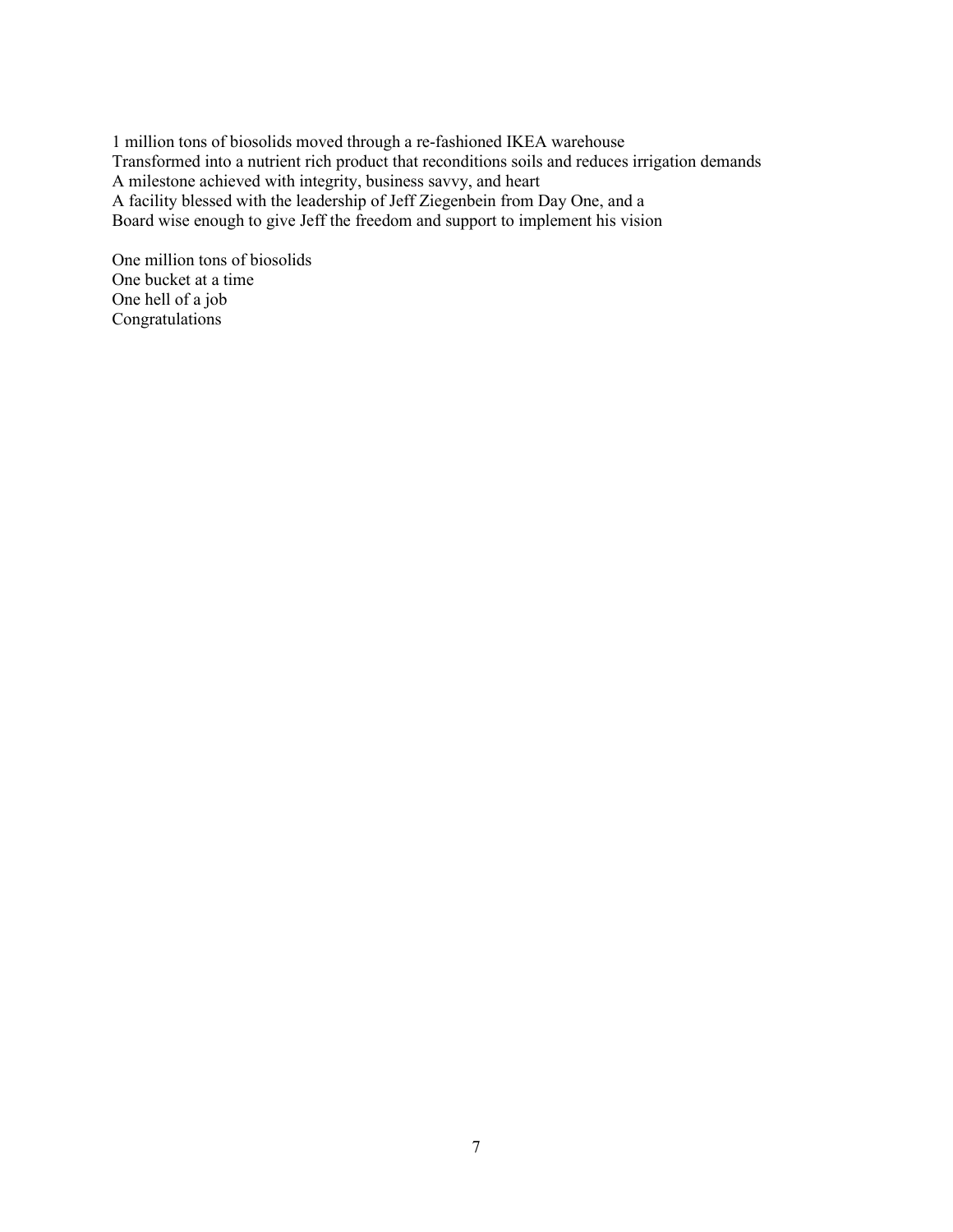1 million tons of biosolids moved through a re-fashioned IKEA warehouse  
Transformed into a nutrient rich product that reconditions soils and reduces irrigation demands  
A milestone achieved with integrity, business savvy, and heart  
A facility blessed with the leadership of Jeff Ziegenbein from Day One, and a  
Board wise enough to give Jeff the freedom and support to implement his vision

One million tons of biosolids  
One bucket at a time  
One hell of a job  
Congratulations